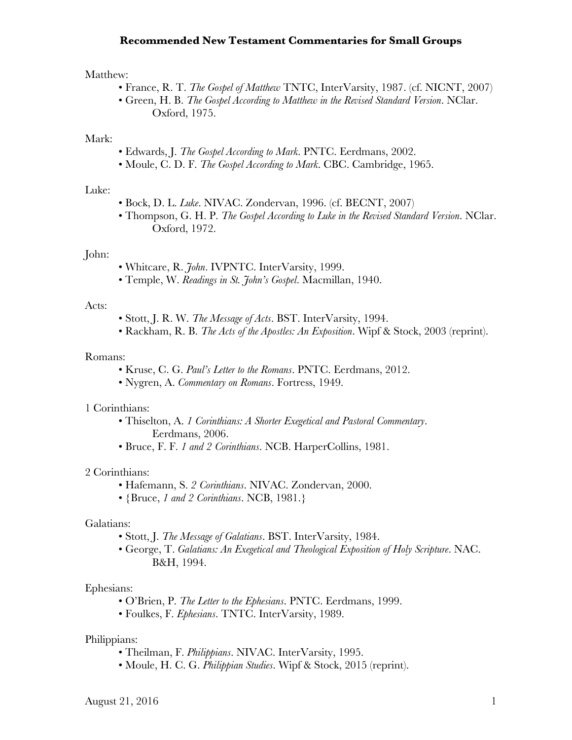# Recommended New Testament Commentaries for Small Groups

Matthew:

- France, R. T. *The Gospel of Matthew* TNTC, InterVarsity, 1987. (cf. NICNT, 2007)
- Green, H. B. *The Gospel According to Matthew in the Revised Standard Version*. NClar. Oxford, 1975.

Mark:

- Edwards, J. *The Gospel According to Mark*. PNTC. Eerdmans, 2002.
- Moule, C. D. F. *The Gospel According to Mark*. CBC. Cambridge, 1965.

Luke:

- Bock, D. L. *Luke*. NIVAC. Zondervan, 1996. (cf. BECNT, 2007)
- Thompson, G. H. P. *The Gospel According to Luke in the Revised Standard Version*. NClar. Oxford, 1972.

John:

- Whitcare, R. *John*. IVPNTC. InterVarsity, 1999.
- Temple, W. *Readings in St. John's Gospel*. Macmillan, 1940.

Acts:

- Stott, J. R. W. *The Message of Acts*. BST. InterVarsity, 1994.
- Rackham, R. B. *The Acts of the Apostles: An Exposition*. Wipf & Stock, 2003 (reprint).

Romans:

- Kruse, C. G. *Paul's Letter to the Romans*. PNTC. Eerdmans, 2012.
- Nygren, A. *Commentary on Romans*. Fortress, 1949.

1 Corinthians:

- Thiselton, A. *1 Corinthians: A Shorter Exegetical and Pastoral Commentary*. Eerdmans, 2006.
- Bruce, F. F. *1 and 2 Corinthians*. NCB. HarperCollins, 1981.

2 Corinthians:

- Hafemann, S. *2 Corinthians*. NIVAC. Zondervan, 2000.
- {Bruce, *1 and 2 Corinthians*. NCB, 1981.}

Galatians:

- Stott, J. *The Message of Galatians*. BST. InterVarsity, 1984.
- George, T. *Galatians: An Exegetical and Theological Exposition of Holy Scripture*. NAC. B&H, 1994.

Ephesians:

- O'Brien, P. *The Letter to the Ephesians*. PNTC. Eerdmans, 1999.
- Foulkes, F. *Ephesians*. TNTC. InterVarsity, 1989.

Philippians:

- Theilman, F. *Philippians*. NIVAC. InterVarsity, 1995.
- Moule, H. C. G. *Philippian Studies*. Wipf & Stock, 2015 (reprint).

August 21, 2016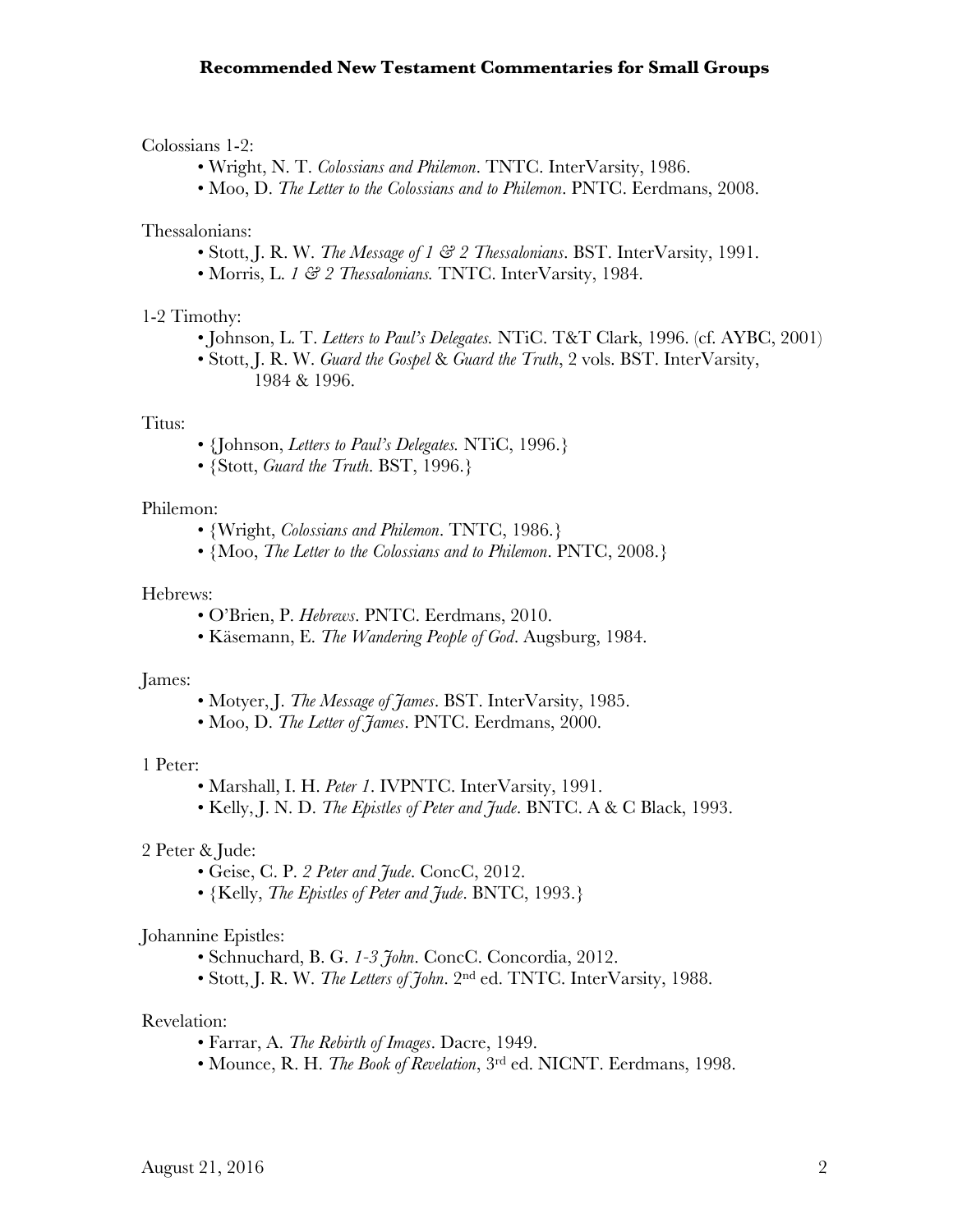**Recommended New Testament Commentaries for Small Groups**

Colossians 1-2:

- Wright, N. T. *Colossians and Philemon*. TNTC. InterVarsity, 1986.
- Moo, D. *The Letter to the Colossians and to Philemon*. PNTC. Eerdmans, 2008.

Thessalonians:

- Stott, J. R. W. *The Message of 1 & 2 Thessalonians*. BST. InterVarsity, 1991.
- Morris, L. *1 & 2 Thessalonians.* TNTC. InterVarsity, 1984.

1-2 Timothy:

- Johnson, L. T. *Letters to Paul's Delegates.* NTiC. T&T Clark, 1996. (cf. AYBC, 2001)
- Stott, J. R. W. *Guard the Gospel* & *Guard the Truth*, 2 vols. BST. InterVarsity, 1984 & 1996.

Titus:

- {Johnson, *Letters to Paul's Delegates.* NTiC, 1996.}
- {Stott, *Guard the Truth*. BST, 1996.}

Philemon:

- {Wright, *Colossians and Philemon*. TNTC, 1986.}
- {Moo, *The Letter to the Colossians and to Philemon*. PNTC, 2008.}

Hebrews:

- O'Brien, P. *Hebrews*. PNTC. Eerdmans, 2010.
- Käsemann, E. *The Wandering People of God*. Augsburg, 1984.

James:

- Motyer, J. *The Message of James*. BST. InterVarsity, 1985.
- Moo, D. *The Letter of James*. PNTC. Eerdmans, 2000.

1 Peter:

- Marshall, I. H. *Peter 1*. IVPNTC. InterVarsity, 1991.
- Kelly, J. N. D. *The Epistles of Peter and Jude*. BNTC. A & C Black, 1993.

2 Peter & Jude:

- Geise, C. P. *2 Peter and Jude*. ConcC, 2012.
- {Kelly, *The Epistles of Peter and Jude*. BNTC, 1993.}

Johannine Epistles:

- Schnuchard, B. G. *1-3 John*. ConcC. Concordia, 2012.
- Stott, J. R. W. *The Letters of John*. 2nd ed. TNTC. InterVarsity, 1988.

Revelation:

- Farrar, A. *The Rebirth of Images*. Dacre, 1949.
- Mounce, R. H. *The Book of Revelation*, 3rd ed. NICNT. Eerdmans, 1998.

August 21, 2016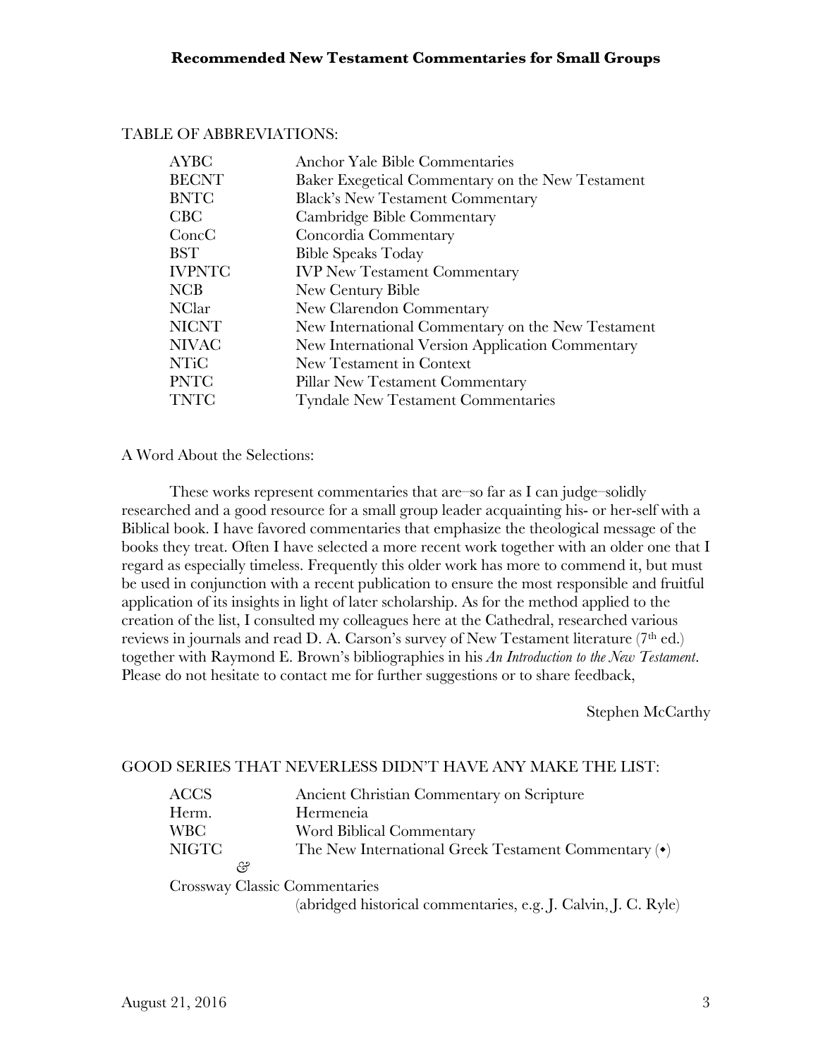TABLE OF ABBREVIATIONS:

| | |
|---|---|
| AYBC | Anchor Yale Bible Commentaries |
| BECNT | Baker Exegetical Commentary on the New Testament |
| BNTC | Black's New Testament Commentary |
| CBC | Cambridge Bible Commentary |
| ConcC | Concordia Commentary |
| BST | Bible Speaks Today |
| IVPNTC | IVP New Testament Commentary |
| NCB | New Century Bible |
| NClar | New Clarendon Commentary |
| NICNT | New International Commentary on the New Testament |
| NIVAC | New International Version Application Commentary |
| NTiC | New Testament in Context |
| PNTC | Pillar New Testament Commentary |
| TNTC | Tyndale New Testament Commentaries |

A Word About the Selections:

These works represent commentaries that are–so far as I can judge–solidly researched and a good resource for a small group leader acquainting his- or her-self with a Biblical book. I have favored commentaries that emphasize the theological message of the books they treat. Often I have selected a more recent work together with an older one that I regard as especially timeless. Frequently this older work has more to commend it, but must be used in conjunction with a recent publication to ensure the most responsible and fruitful application of its insights in light of later scholarship. As for the method applied to the creation of the list, I consulted my colleagues here at the Cathedral, researched various reviews in journals and read D. A. Carson's survey of New Testament literature (7th ed.) together with Raymond E. Brown's bibliographies in his *An Introduction to the New Testament*. Please do not hesitate to contact me for further suggestions or to share feedback,

Stephen McCarthy

GOOD SERIES THAT NEVERLESS DIDN'T HAVE ANY MAKE THE LIST:

| | |
|---|---|
| ACCS | Ancient Christian Commentary on Scripture |
| Herm. | Hermeneia |
| WBC | Word Biblical Commentary |
| NIGTC | The New International Greek Testament Commentary (◆) |

&

Crossway Classic Commentaries
(abridged historical commentaries, e.g. J. Calvin, J. C. Ryle)